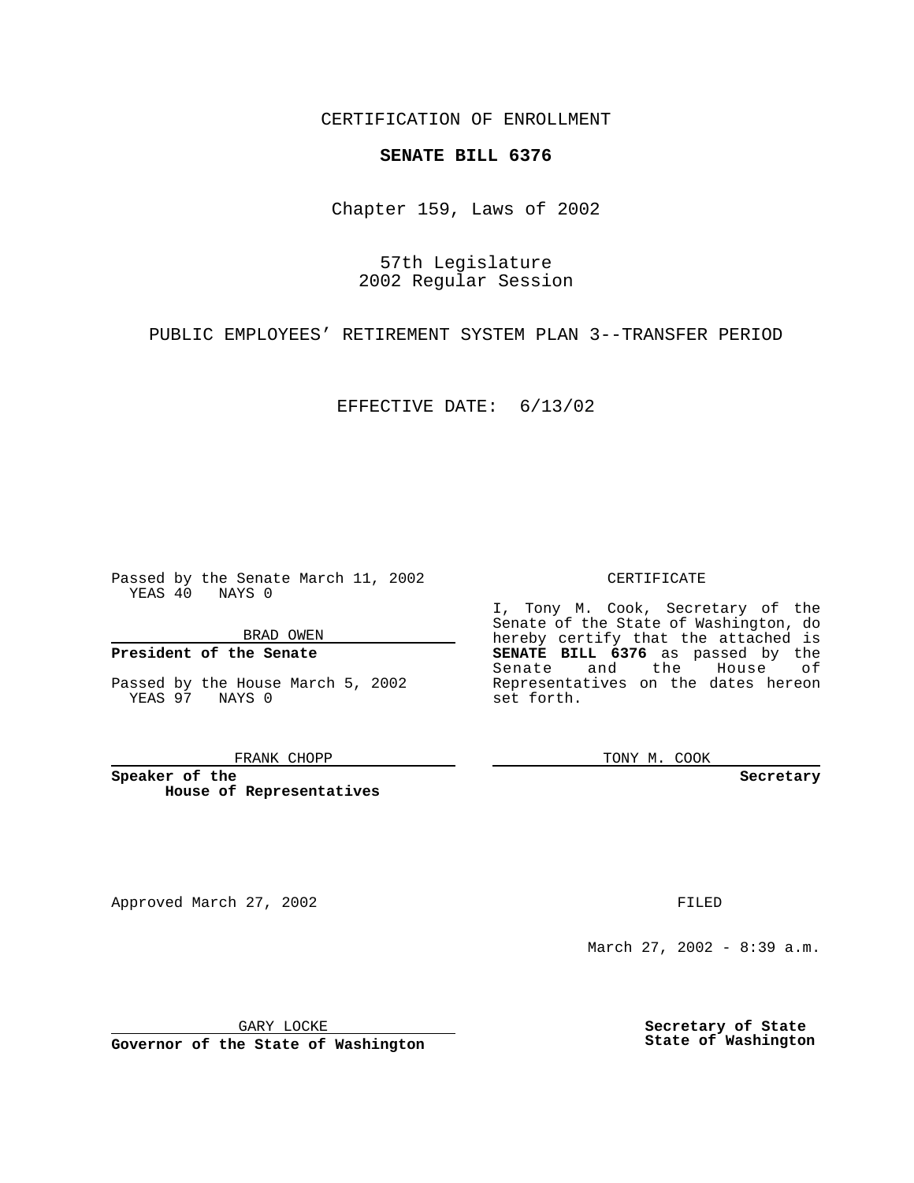CERTIFICATION OF ENROLLMENT

**SENATE BILL 6376**

Chapter 159, Laws of 2002

57th Legislature
2002 Regular Session

PUBLIC EMPLOYEES' RETIREMENT SYSTEM PLAN 3--TRANSFER PERIOD

EFFECTIVE DATE: 6/13/02

Passed by the Senate March 11, 2002
YEAS 40 NAYS 0

BRAD OWEN

**President of the Senate**

Passed by the House March 5, 2002
YEAS 97 NAYS 0

FRANK CHOPP

**Speaker of the House of Representatives**

CERTIFICATE

I, Tony M. Cook, Secretary of the Senate of the State of Washington, do hereby certify that the attached is **SENATE BILL 6376** as passed by the Senate and the House of Representatives on the dates hereon set forth.

TONY M. COOK

**Secretary**

Approved March 27, 2002

GARY LOCKE

**Governor of the State of Washington**

FILED

March 27, 2002 - 8:39 a.m.

**Secretary of State State of Washington**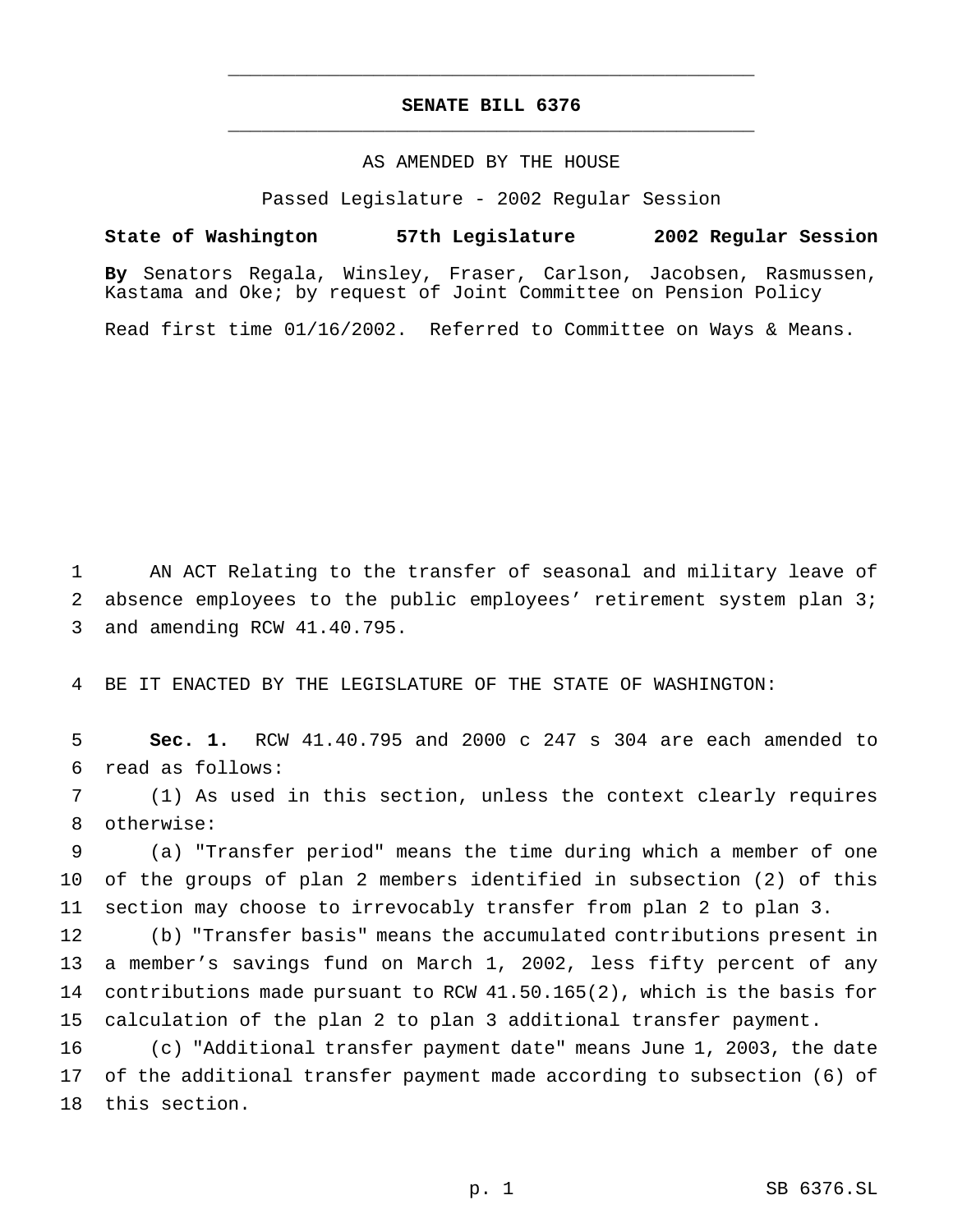# SENATE BILL 6376

AS AMENDED BY THE HOUSE

Passed Legislature - 2002 Regular Session

**State of Washington 57th Legislature 2002 Regular Session**

**By** Senators Regala, Winsley, Fraser, Carlson, Jacobsen, Rasmussen, Kastama and Oke; by request of Joint Committee on Pension Policy

Read first time 01/16/2002. Referred to Committee on Ways & Means.

1 AN ACT Relating to the transfer of seasonal and military leave of
2 absence employees to the public employees' retirement system plan 3;
3 and amending RCW 41.40.795.

4 BE IT ENACTED BY THE LEGISLATURE OF THE STATE OF WASHINGTON:

5 **Sec. 1.** RCW 41.40.795 and 2000 c 247 s 304 are each amended to
6 read as follows:

7 (1) As used in this section, unless the context clearly requires
8 otherwise:

9 (a) "Transfer period" means the time during which a member of one
10 of the groups of plan 2 members identified in subsection (2) of this
11 section may choose to irrevocably transfer from plan 2 to plan 3.

12 (b) "Transfer basis" means the accumulated contributions present in
13 a member's savings fund on March 1, 2002, less fifty percent of any
14 contributions made pursuant to RCW 41.50.165(2), which is the basis for
15 calculation of the plan 2 to plan 3 additional transfer payment.

16 (c) "Additional transfer payment date" means June 1, 2003, the date
17 of the additional transfer payment made according to subsection (6) of
18 this section.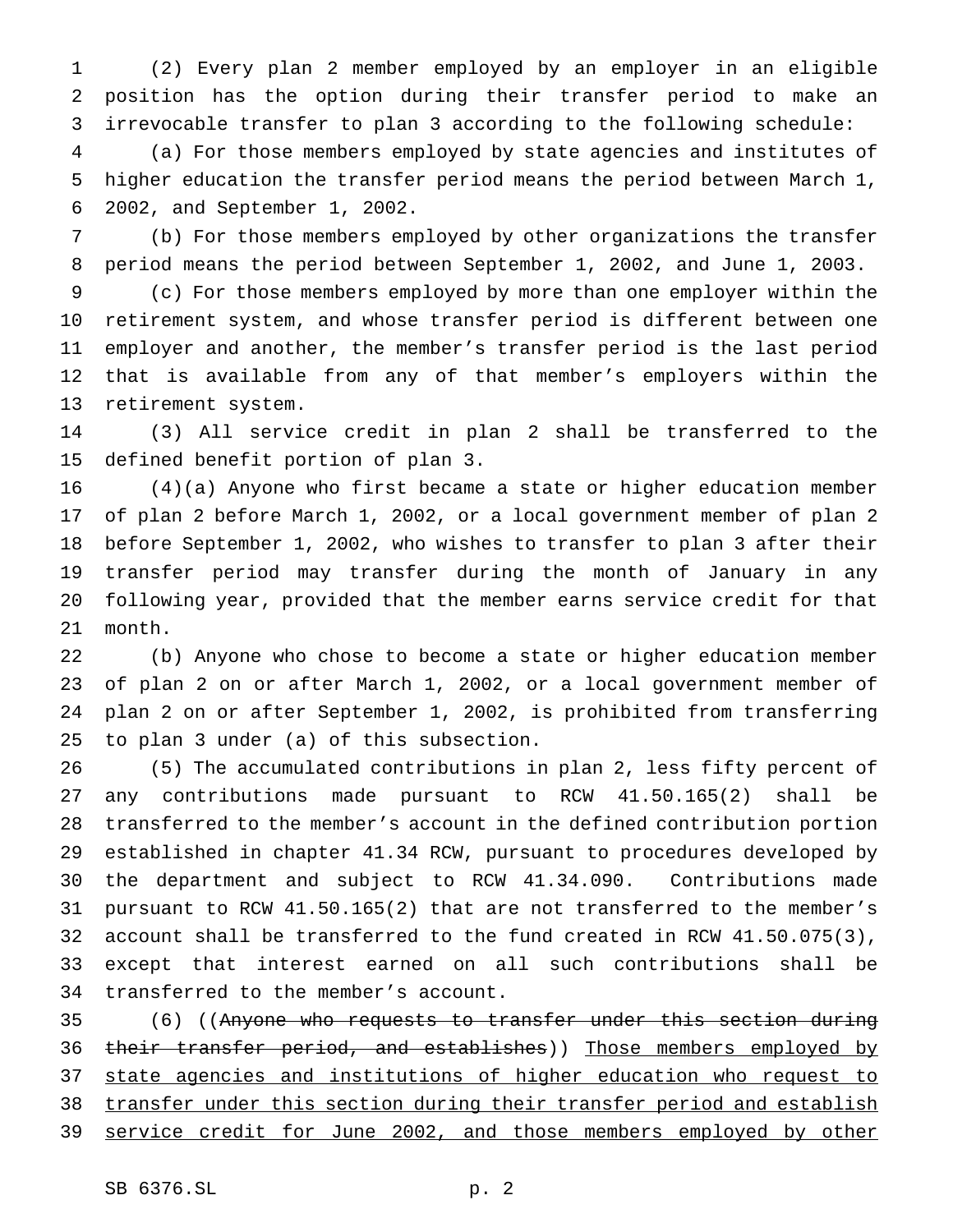(2) Every plan 2 member employed by an employer in an eligible position has the option during their transfer period to make an irrevocable transfer to plan 3 according to the following schedule:

(a) For those members employed by state agencies and institutes of higher education the transfer period means the period between March 1, 2002, and September 1, 2002.

(b) For those members employed by other organizations the transfer period means the period between September 1, 2002, and June 1, 2003.

(c) For those members employed by more than one employer within the retirement system, and whose transfer period is different between one employer and another, the member's transfer period is the last period that is available from any of that member's employers within the retirement system.

(3) All service credit in plan 2 shall be transferred to the defined benefit portion of plan 3.

(4)(a) Anyone who first became a state or higher education member of plan 2 before March 1, 2002, or a local government member of plan 2 before September 1, 2002, who wishes to transfer to plan 3 after their transfer period may transfer during the month of January in any following year, provided that the member earns service credit for that month.

(b) Anyone who chose to become a state or higher education member of plan 2 on or after March 1, 2002, or a local government member of plan 2 on or after September 1, 2002, is prohibited from transferring to plan 3 under (a) of this subsection.

(5) The accumulated contributions in plan 2, less fifty percent of any contributions made pursuant to RCW 41.50.165(2) shall be transferred to the member's account in the defined contribution portion established in chapter 41.34 RCW, pursuant to procedures developed by the department and subject to RCW 41.34.090. Contributions made pursuant to RCW 41.50.165(2) that are not transferred to the member's account shall be transferred to the fund created in RCW 41.50.075(3), except that interest earned on all such contributions shall be transferred to the member's account.

(6) ((~~Anyone who requests to transfer under this section during their transfer period, and establishes~~)) <u>Those members employed by state agencies and institutions of higher education who request to transfer under this section during their transfer period and establish service credit for June 2002, and those members employed by other</u>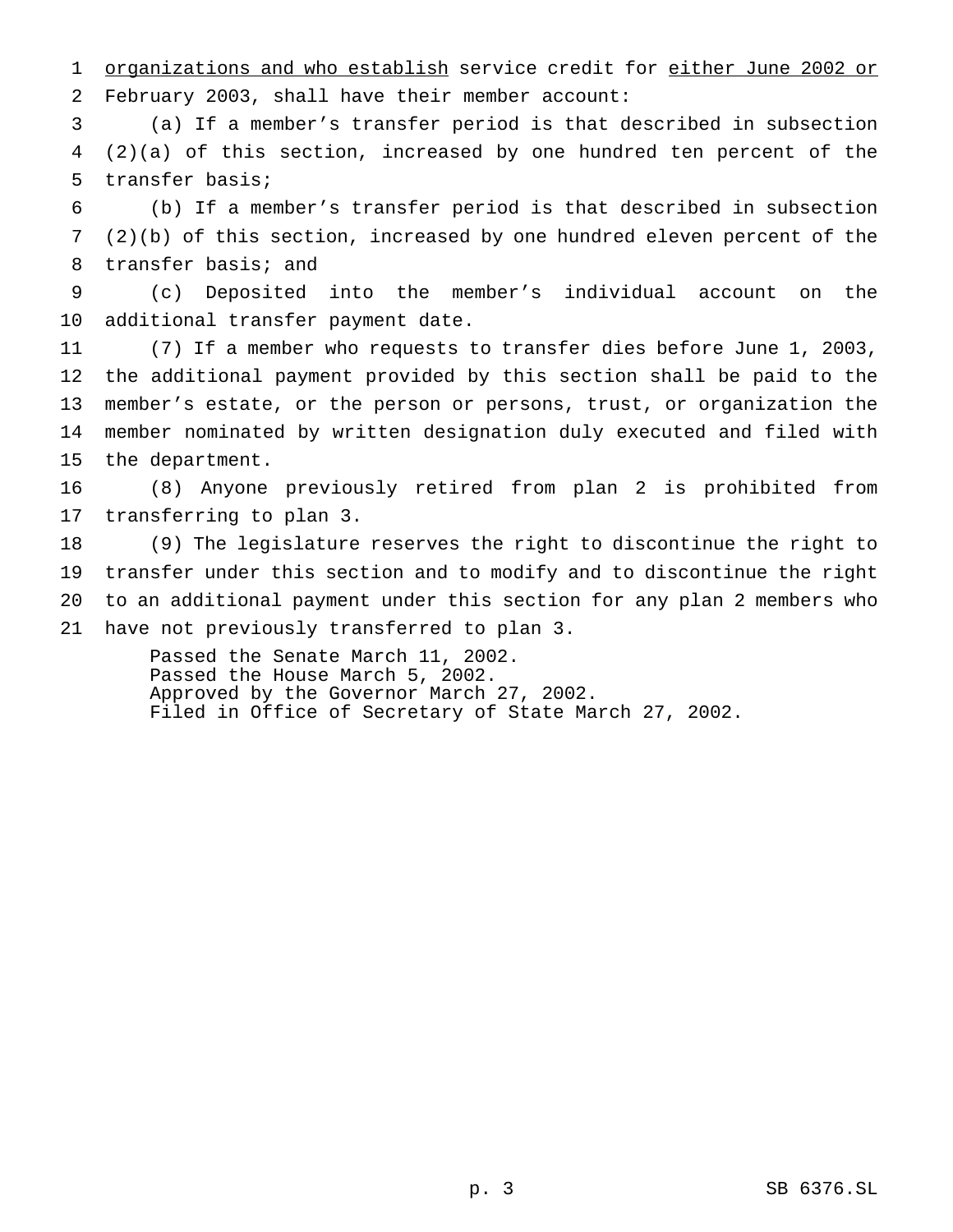organizations and who establish service credit for either June 2002 or February 2003, shall have their member account:

(a) If a member's transfer period is that described in subsection (2)(a) of this section, increased by one hundred ten percent of the transfer basis;

(b) If a member's transfer period is that described in subsection (2)(b) of this section, increased by one hundred eleven percent of the transfer basis; and

(c) Deposited into the member's individual account on the additional transfer payment date.

(7) If a member who requests to transfer dies before June 1, 2003, the additional payment provided by this section shall be paid to the member's estate, or the person or persons, trust, or organization the member nominated by written designation duly executed and filed with the department.

(8) Anyone previously retired from plan 2 is prohibited from transferring to plan 3.

(9) The legislature reserves the right to discontinue the right to transfer under this section and to modify and to discontinue the right to an additional payment under this section for any plan 2 members who have not previously transferred to plan 3.

Passed the Senate March 11, 2002.
Passed the House March 5, 2002.
Approved by the Governor March 27, 2002.
Filed in Office of Secretary of State March 27, 2002.